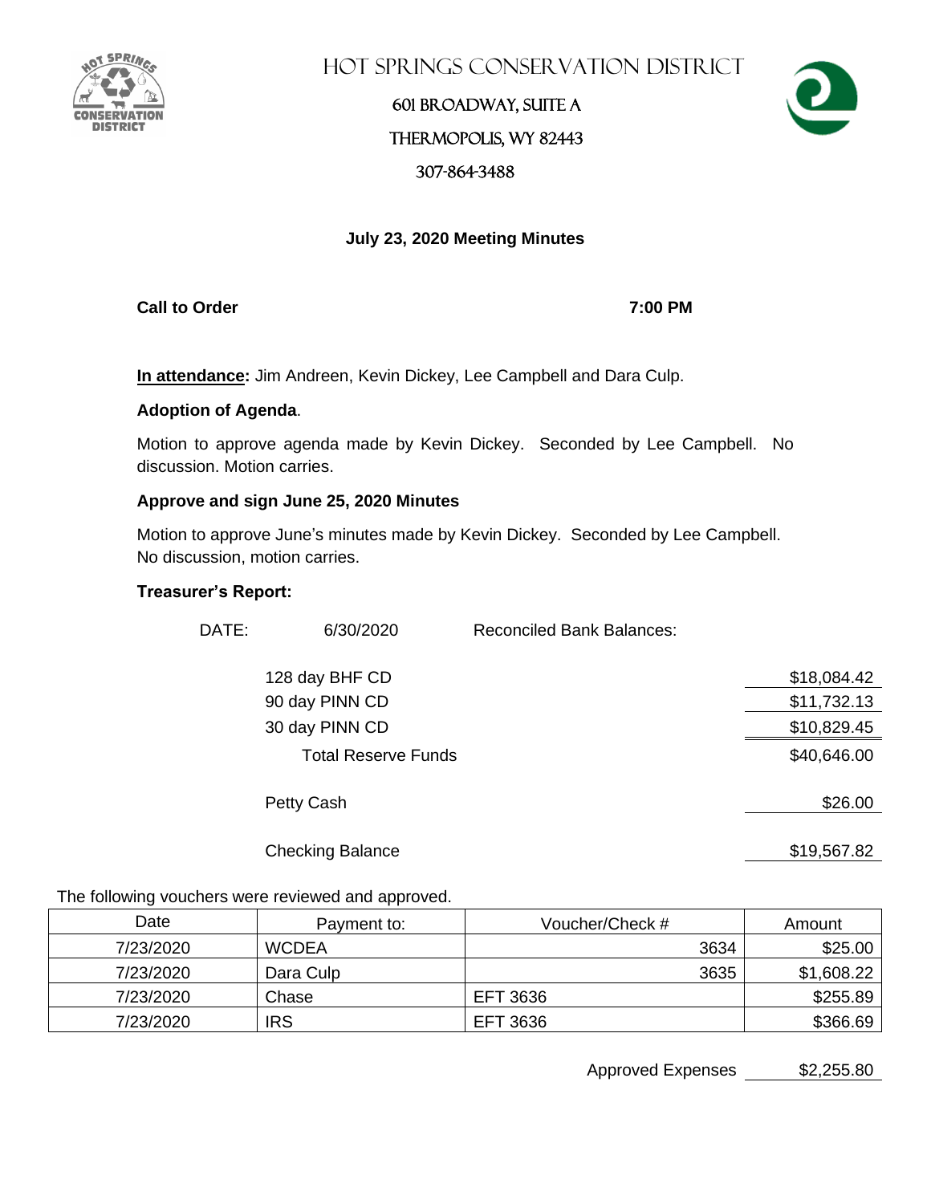# Hot Springs Conservation District

601 Broadway, Suite A

Thermopolis, WY 82443

307-864-3488

## July 23, 2020 Meeting Minutes

**Call to Order** **7:00 PM**

**In attendance:** Jim Andreen, Kevin Dickey, Lee Campbell and Dara Culp.

**Adoption of Agenda**.

Motion to approve agenda made by Kevin Dickey. Seconded by Lee Campbell. No discussion. Motion carries.

**Approve and sign June 25, 2020 Minutes**

Motion to approve June's minutes made by Kevin Dickey. Seconded by Lee Campbell. No discussion, motion carries.

**Treasurer's Report:**

DATE: 6/30/2020 Reconciled Bank Balances:

| | |
|---|---|
| 128 day BHF CD | $18,084.42 |
| 90 day PINN CD | $11,732.13 |
| 30 day PINN CD | $10,829.45 |
| Total Reserve Funds | $40,646.00 |
| Petty Cash | $26.00 |
| Checking Balance | $19,567.82 |

The following vouchers were reviewed and approved.

| Date | Payment to: | Voucher/Check # | Amount |
|---|---|---|---|
| 7/23/2020 | WCDEA | 3634 | $25.00 |
| 7/23/2020 | Dara Culp | 3635 | $1,608.22 |
| 7/23/2020 | Chase | EFT 3636 | $255.89 |
| 7/23/2020 | IRS | EFT 3636 | $366.69 |

Approved Expenses $2,255.80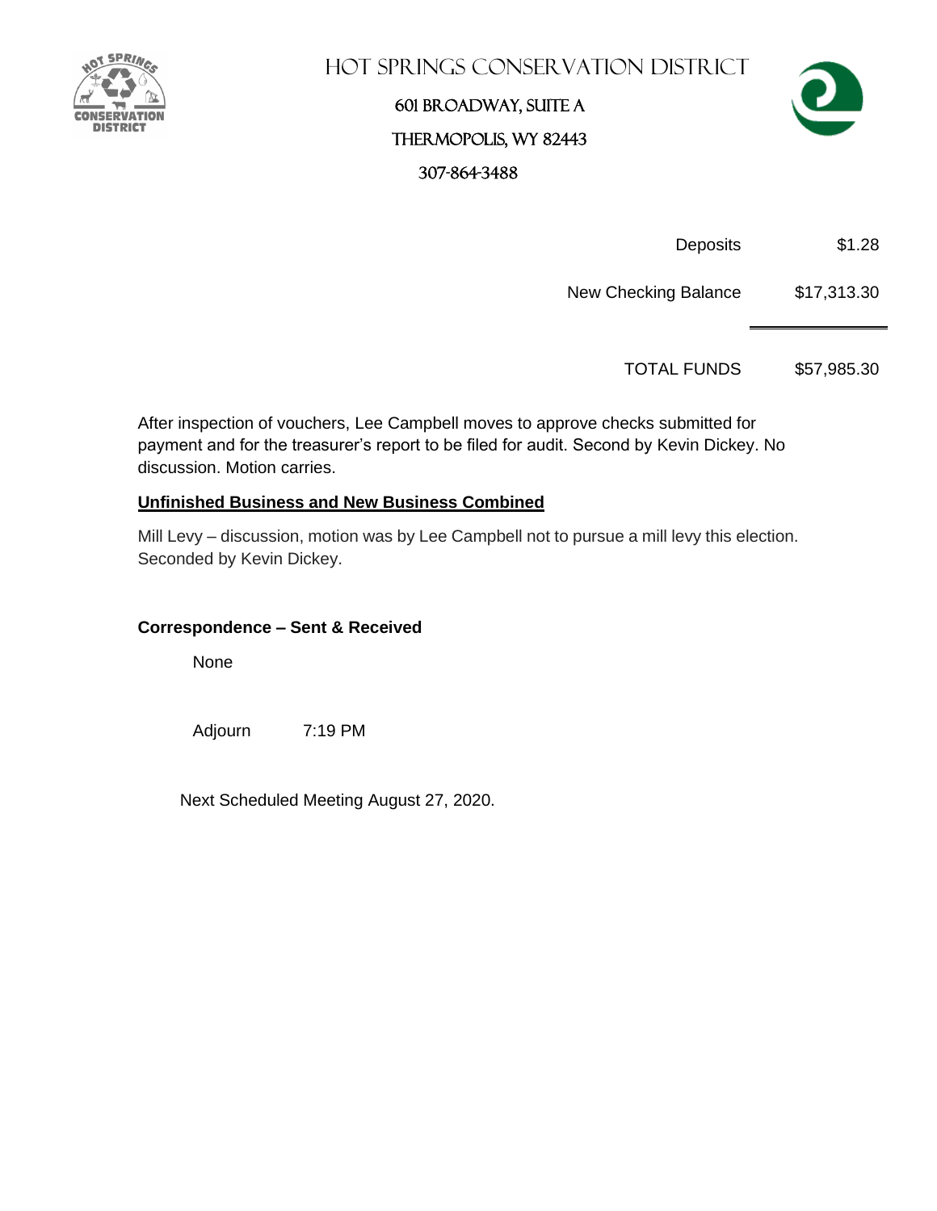# Hot Springs Conservation District

601 Broadway, Suite A

Thermopolis, WY 82443

307-864-3488

| | |
|---|---|
| Deposits | $1.28 |
| New Checking Balance | $17,313.30 |
| TOTAL FUNDS | $57,985.30 |

After inspection of vouchers, Lee Campbell moves to approve checks submitted for payment and for the treasurer's report to be filed for audit. Second by Kevin Dickey. No discussion. Motion carries.

**Unfinished Business and New Business Combined**

Mill Levy – discussion, motion was by Lee Campbell not to pursue a mill levy this election. Seconded by Kevin Dickey.

**Correspondence – Sent & Received**

None

Adjourn 7:19 PM

Next Scheduled Meeting August 27, 2020.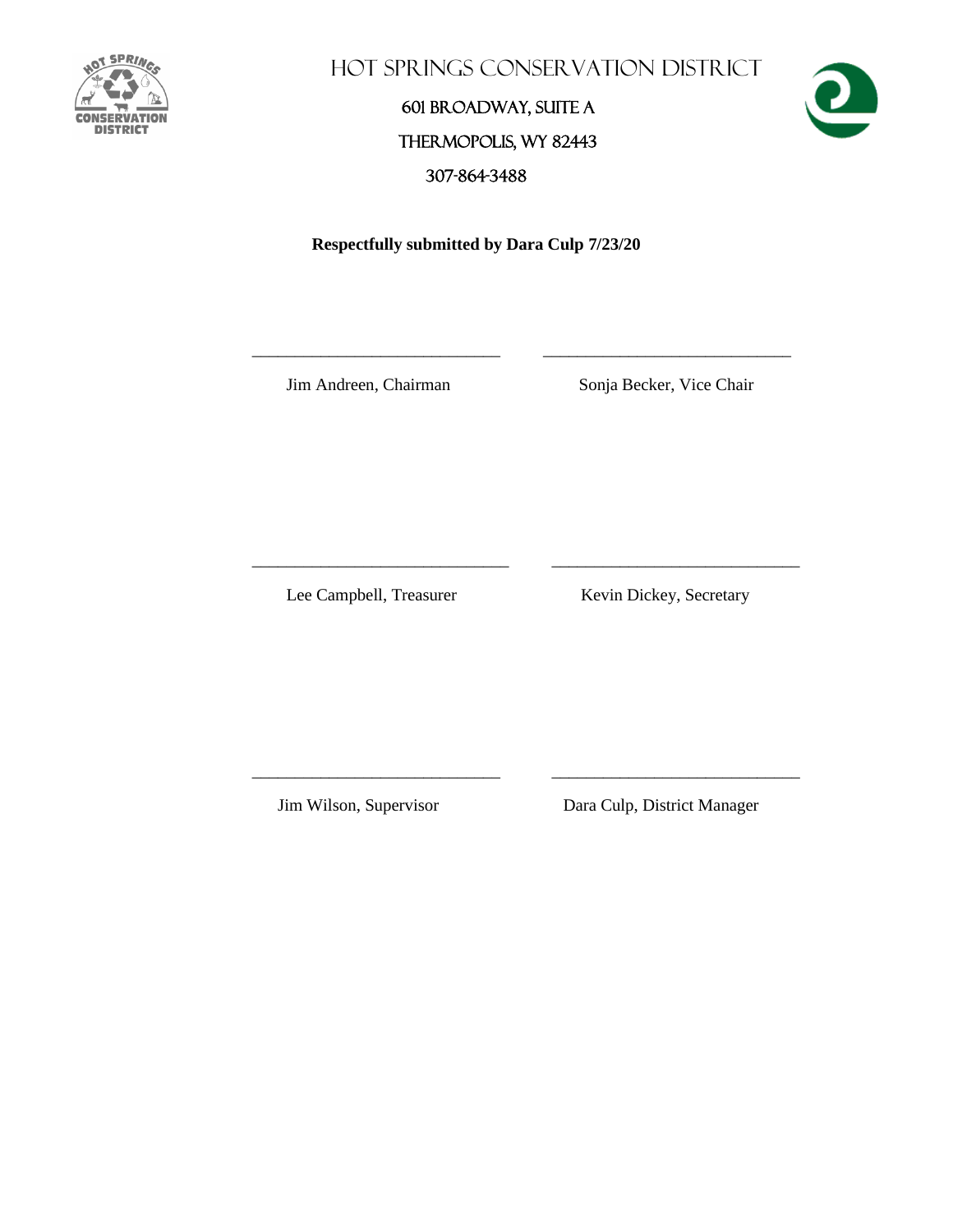# HOT SPRINGS CONSERVATION DISTRICT

601 BROADWAY, SUITE A

THERMOPOLIS, WY 82443

307-864-3488

**Respectfully submitted by Dara Culp 7/23/20**

_____________________________ _____________________________

Jim Andreen, Chairman Sonja Becker, Vice Chair

_____________________________ _____________________________

Lee Campbell, Treasurer Kevin Dickey, Secretary

_____________________________ _____________________________

Jim Wilson, Supervisor Dara Culp, District Manager